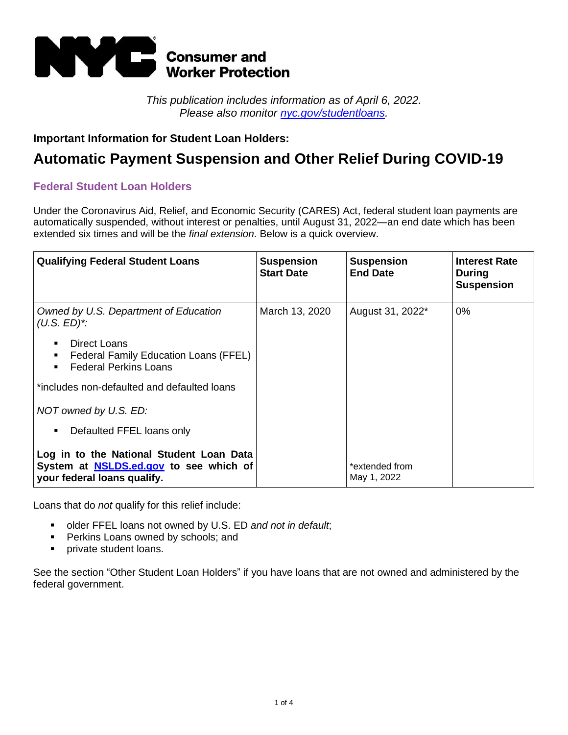# NYC Consumer and Worker Protection

*This publication includes information as of April 6, 2022. Please also monitor [nyc.gov/studentloans](nyc.gov/studentloans).*

**Important Information for Student Loan Holders:**

## Automatic Payment Suspension and Other Relief During COVID-19

### Federal Student Loan Holders

Under the Coronavirus Aid, Relief, and Economic Security (CARES) Act, federal student loan payments are automatically suspended, without interest or penalties, until August 31, 2022—an end date which has been extended six times and will be the *final extension*. Below is a quick overview.

| Qualifying Federal Student Loans | Suspension Start Date | Suspension End Date | Interest Rate During Suspension |
|---|---|---|---|
| *Owned by U.S. Department of Education (U.S. ED)*:* <br> ▪ Direct Loans <br> ▪ Federal Family Education Loans (FFEL) <br> ▪ Federal Perkins Loans <br> *includes non-defaulted and defaulted loans <br> *NOT owned by U.S. ED:* <br> ▪ Defaulted FFEL loans only <br> **Log in to the National Student Loan Data System at [NSLDS.ed.gov](NSLDS.ed.gov) to see which of your federal loans qualify.** | March 13, 2020 | August 31, 2022* <br> *extended from May 1, 2022 | 0% |

Loans that do *not* qualify for this relief include:

- older FFEL loans not owned by U.S. ED *and not in default*;
- Perkins Loans owned by schools; and
- private student loans.

See the section "Other Student Loan Holders" if you have loans that are not owned and administered by the federal government.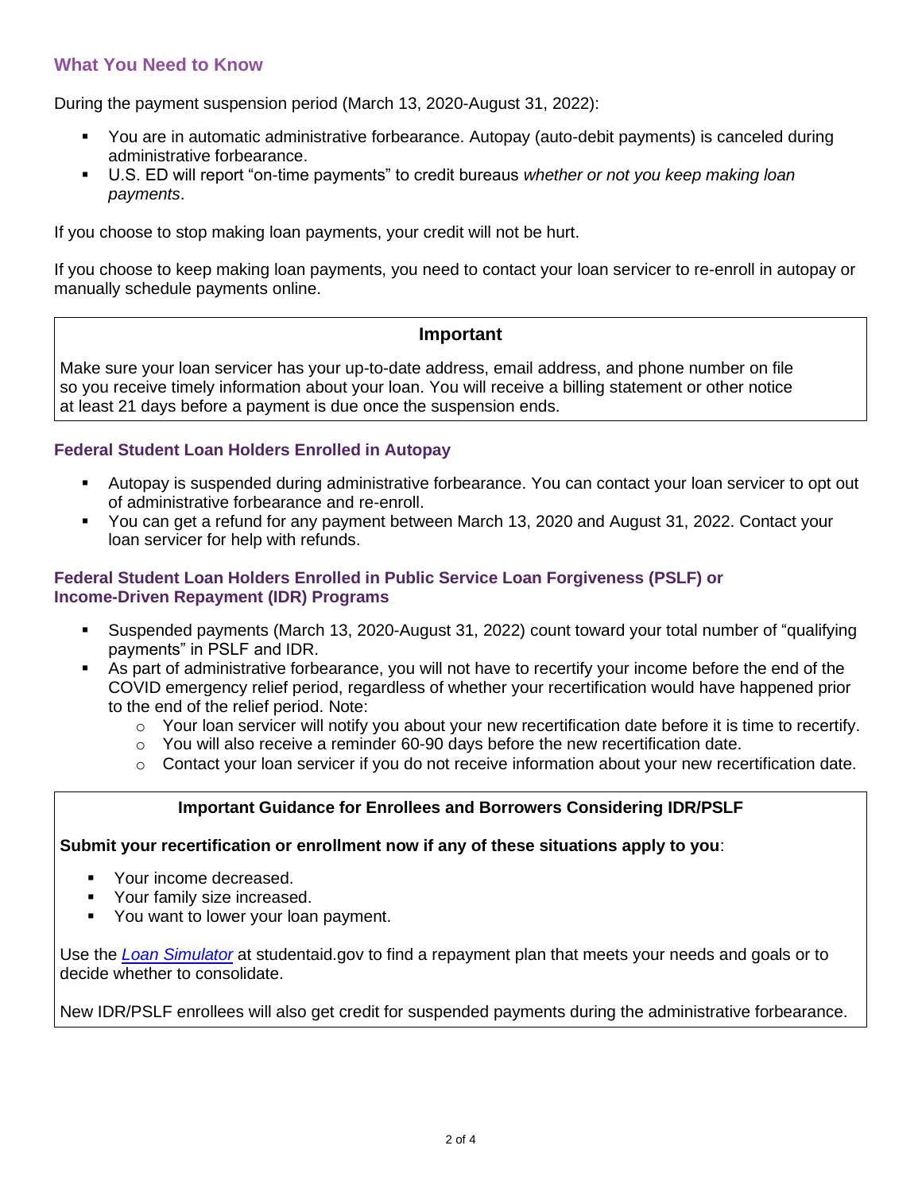## What You Need to Know

During the payment suspension period (March 13, 2020-August 31, 2022):

- You are in automatic administrative forbearance. Autopay (auto-debit payments) is canceled during administrative forbearance.
- U.S. ED will report "on-time payments" to credit bureaus *whether or not you keep making loan payments*.

If you choose to stop making loan payments, your credit will not be hurt.

If you choose to keep making loan payments, you need to contact your loan servicer to re-enroll in autopay or manually schedule payments online.

> **Important**
>
> Make sure your loan servicer has your up-to-date address, email address, and phone number on file so you receive timely information about your loan. You will receive a billing statement or other notice at least 21 days before a payment is due once the suspension ends.

### Federal Student Loan Holders Enrolled in Autopay

- Autopay is suspended during administrative forbearance. You can contact your loan servicer to opt out of administrative forbearance and re-enroll.
- You can get a refund for any payment between March 13, 2020 and August 31, 2022. Contact your loan servicer for help with refunds.

### Federal Student Loan Holders Enrolled in Public Service Loan Forgiveness (PSLF) or Income-Driven Repayment (IDR) Programs

- Suspended payments (March 13, 2020-August 31, 2022) count toward your total number of "qualifying payments" in PSLF and IDR.
- As part of administrative forbearance, you will not have to recertify your income before the end of the COVID emergency relief period, regardless of whether your recertification would have happened prior to the end of the relief period. Note:
  - Your loan servicer will notify you about your new recertification date before it is time to recertify.
  - You will also receive a reminder 60-90 days before the new recertification date.
  - Contact your loan servicer if you do not receive information about your new recertification date.

> **Important Guidance for Enrollees and Borrowers Considering IDR/PSLF**
>
> **Submit your recertification or enrollment now if any of these situations apply to you**:
>
> - Your income decreased.
> - Your family size increased.
> - You want to lower your loan payment.
>
> Use the *Loan Simulator* at studentaid.gov to find a repayment plan that meets your needs and goals or to decide whether to consolidate.
>
> New IDR/PSLF enrollees will also get credit for suspended payments during the administrative forbearance.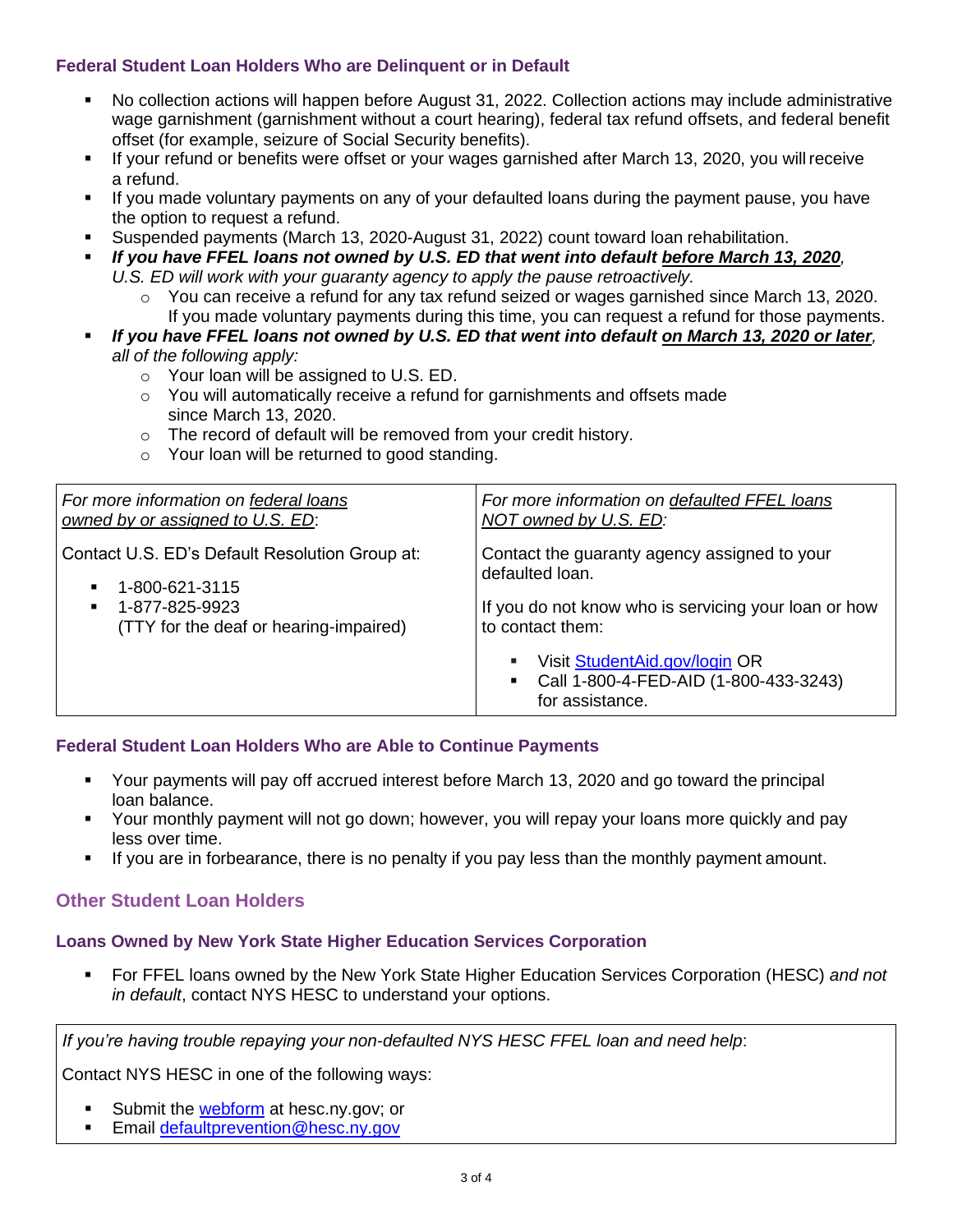### Federal Student Loan Holders Who are Delinquent or in Default

- No collection actions will happen before August 31, 2022. Collection actions may include administrative wage garnishment (garnishment without a court hearing), federal tax refund offsets, and federal benefit offset (for example, seizure of Social Security benefits).
- If your refund or benefits were offset or your wages garnished after March 13, 2020, you will receive a refund.
- If you made voluntary payments on any of your defaulted loans during the payment pause, you have the option to request a refund.
- Suspended payments (March 13, 2020-August 31, 2022) count toward loan rehabilitation.
- ***If you have FFEL loans not owned by U.S. ED that went into default <u>before March 13, 2020</u>****, U.S. ED will work with your guaranty agency to apply the pause retroactively.*
  - You can receive a refund for any tax refund seized or wages garnished since March 13, 2020. If you made voluntary payments during this time, you can request a refund for those payments.
- ***If you have FFEL loans not owned by U.S. ED that went into default <u>on March 13, 2020 or later</u>****, all of the following apply:*
  - Your loan will be assigned to U.S. ED.
  - You will automatically receive a refund for garnishments and offsets made since March 13, 2020.
  - The record of default will be removed from your credit history.
  - Your loan will be returned to good standing.

| *For more information on <u>federal loans owned by or assigned to U.S. ED</u>:* | *For more information on <u>defaulted FFEL loans NOT owned by U.S. ED</u>:* |
|---|---|
| Contact U.S. ED's Default Resolution Group at:<br>▪ 1-800-621-3115<br>▪ 1-877-825-9923 (TTY for the deaf or hearing-impaired) | Contact the guaranty agency assigned to your defaulted loan.<br><br>If you do not know who is servicing your loan or how to contact them:<br>▪ Visit StudentAid.gov/login OR<br>▪ Call 1-800-4-FED-AID (1-800-433-3243) for assistance. |

### Federal Student Loan Holders Who are Able to Continue Payments

- Your payments will pay off accrued interest before March 13, 2020 and go toward the principal loan balance.
- Your monthly payment will not go down; however, you will repay your loans more quickly and pay less over time.
- If you are in forbearance, there is no penalty if you pay less than the monthly payment amount.

## Other Student Loan Holders

### Loans Owned by New York State Higher Education Services Corporation

- For FFEL loans owned by the New York State Higher Education Services Corporation (HESC) *and not in default*, contact NYS HESC to understand your options.

*If you're having trouble repaying your non-defaulted NYS HESC FFEL loan and need help*:

Contact NYS HESC in one of the following ways:

- Submit the webform at hesc.ny.gov; or
- Email defaultprevention@hesc.ny.gov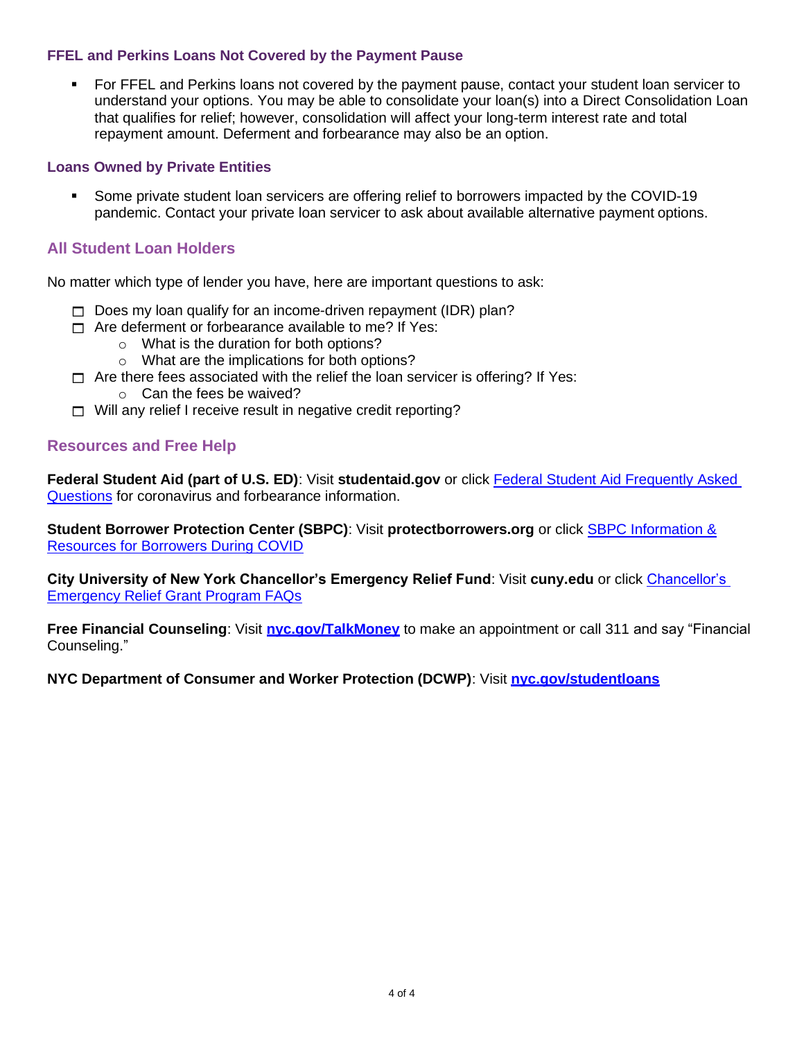### FFEL and Perkins Loans Not Covered by the Payment Pause

- For FFEL and Perkins loans not covered by the payment pause, contact your student loan servicer to understand your options. You may be able to consolidate your loan(s) into a Direct Consolidation Loan that qualifies for relief; however, consolidation will affect your long-term interest rate and total repayment amount. Deferment and forbearance may also be an option.

### Loans Owned by Private Entities

- Some private student loan servicers are offering relief to borrowers impacted by the COVID-19 pandemic. Contact your private loan servicer to ask about available alternative payment options.

## All Student Loan Holders

No matter which type of lender you have, here are important questions to ask:

- [ ] Does my loan qualify for an income-driven repayment (IDR) plan?
- [ ] Are deferment or forbearance available to me? If Yes:
    - What is the duration for both options?
    - What are the implications for both options?
- [ ] Are there fees associated with the relief the loan servicer is offering? If Yes:
    - Can the fees be waived?
- [ ] Will any relief I receive result in negative credit reporting?

## Resources and Free Help

**Federal Student Aid (part of U.S. ED)**: Visit **studentaid.gov** or click Federal Student Aid Frequently Asked Questions for coronavirus and forbearance information.

**Student Borrower Protection Center (SBPC)**: Visit **protectborrowers.org** or click SBPC Information & Resources for Borrowers During COVID

**City University of New York Chancellor's Emergency Relief Fund**: Visit **cuny.edu** or click Chancellor's Emergency Relief Grant Program FAQs

**Free Financial Counseling**: Visit **nyc.gov/TalkMoney** to make an appointment or call 311 and say "Financial Counseling."

**NYC Department of Consumer and Worker Protection (DCWP)**: Visit **nyc.gov/studentloans**